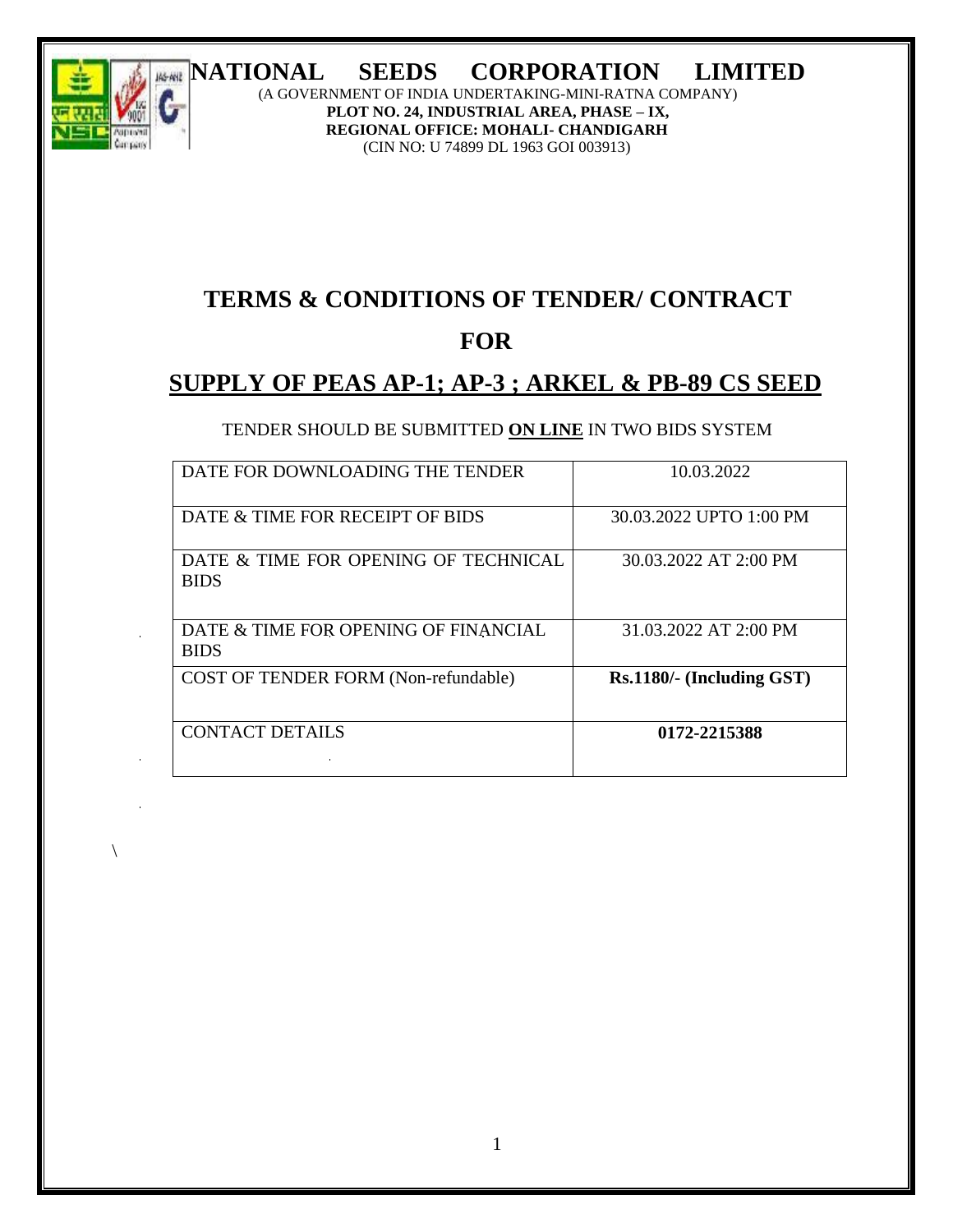# NATIONAL SEEDS CORPORATION LIMITED

(A GOVERNMENT OF INDIA UNDERTAKING-MINI-RATNA COMPANY)

**PLOT NO. 24, INDUSTRIAL AREA, PHASE – IX,**

**REGIONAL OFFICE: MOHALI- CHANDIGARH**

(CIN NO: U 74899 DL 1963 GOI 003913)

# TERMS & CONDITIONS OF TENDER/ CONTRACT

# FOR

# SUPPLY OF PEAS AP-1; AP-3 ; ARKEL & PB-89 CS SEED

TENDER SHOULD BE SUBMITTED **ON LINE** IN TWO BIDS SYSTEM

| DATE FOR DOWNLOADING THE TENDER | 10.03.2022 |
|---|---|
| DATE & TIME FOR RECEIPT OF BIDS | 30.03.2022 UPTO 1:00 PM |
| DATE & TIME FOR OPENING OF TECHNICAL BIDS | 30.03.2022 AT 2:00 PM |
| DATE & TIME FOR OPENING OF FINANCIAL BIDS | 31.03.2022 AT 2:00 PM |
| COST OF TENDER FORM (Non-refundable) | **Rs.1180/- (Including GST)** |
| CONTACT DETAILS | **0172-2215388** |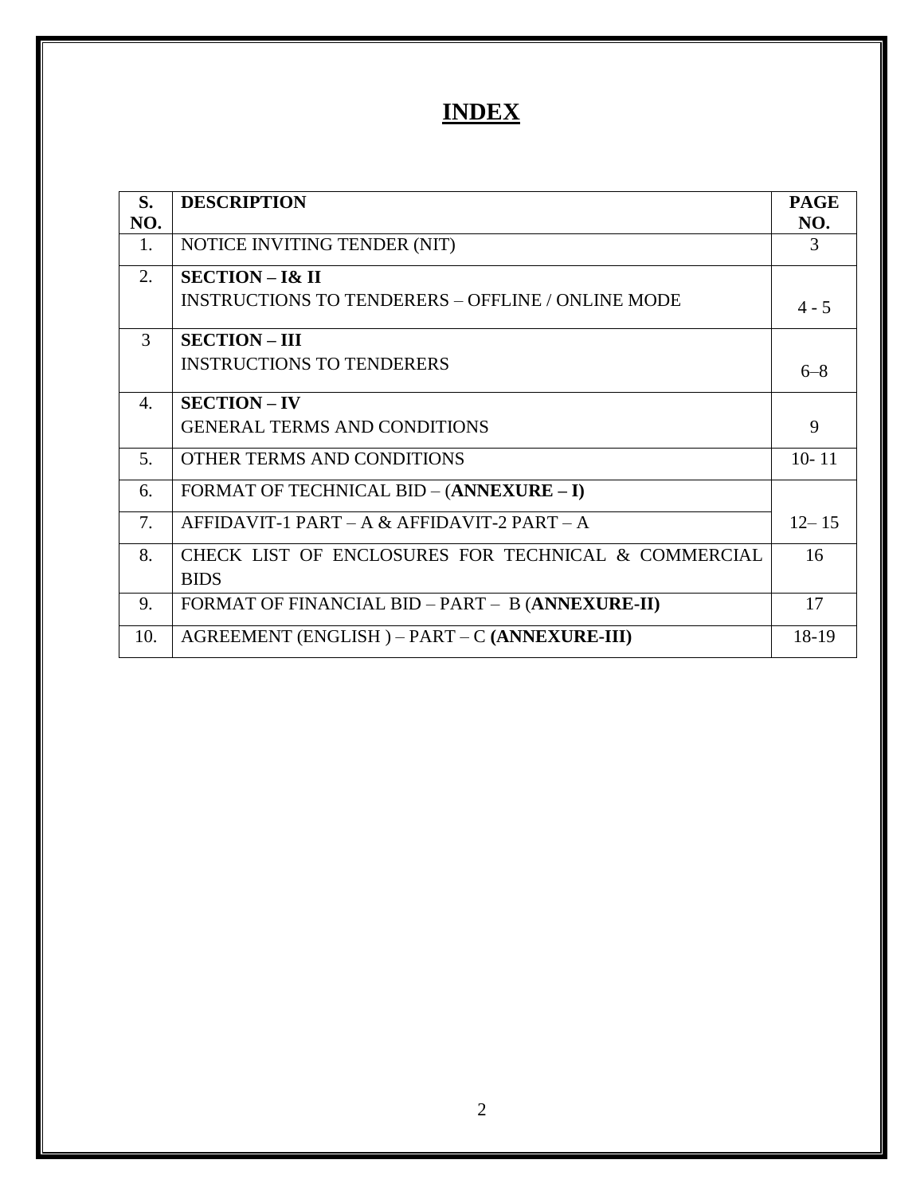# INDEX

| S. NO. | DESCRIPTION | PAGE NO. |
|---|---|---|
| 1. | NOTICE INVITING TENDER (NIT) | 3 |
| 2. | **SECTION – I& II**<br>INSTRUCTIONS TO TENDERERS – OFFLINE / ONLINE MODE | 4 - 5 |
| 3 | **SECTION – III**<br>INSTRUCTIONS TO TENDERERS | 6–8 |
| 4. | **SECTION – IV**<br>GENERAL TERMS AND CONDITIONS | 9 |
| 5. | OTHER TERMS AND CONDITIONS | 10- 11 |
| 6. | FORMAT OF TECHNICAL BID – (**ANNEXURE – I)** | 12– 15 |
| 7. | AFFIDAVIT-1 PART – A & AFFIDAVIT-2 PART – A | |
| 8. | CHECK LIST OF ENCLOSURES FOR TECHNICAL & COMMERCIAL BIDS | 16 |
| 9. | FORMAT OF FINANCIAL BID – PART – B (**ANNEXURE-II)** | 17 |
| 10. | AGREEMENT (ENGLISH ) – PART – C **(ANNEXURE-III)** | 18-19 |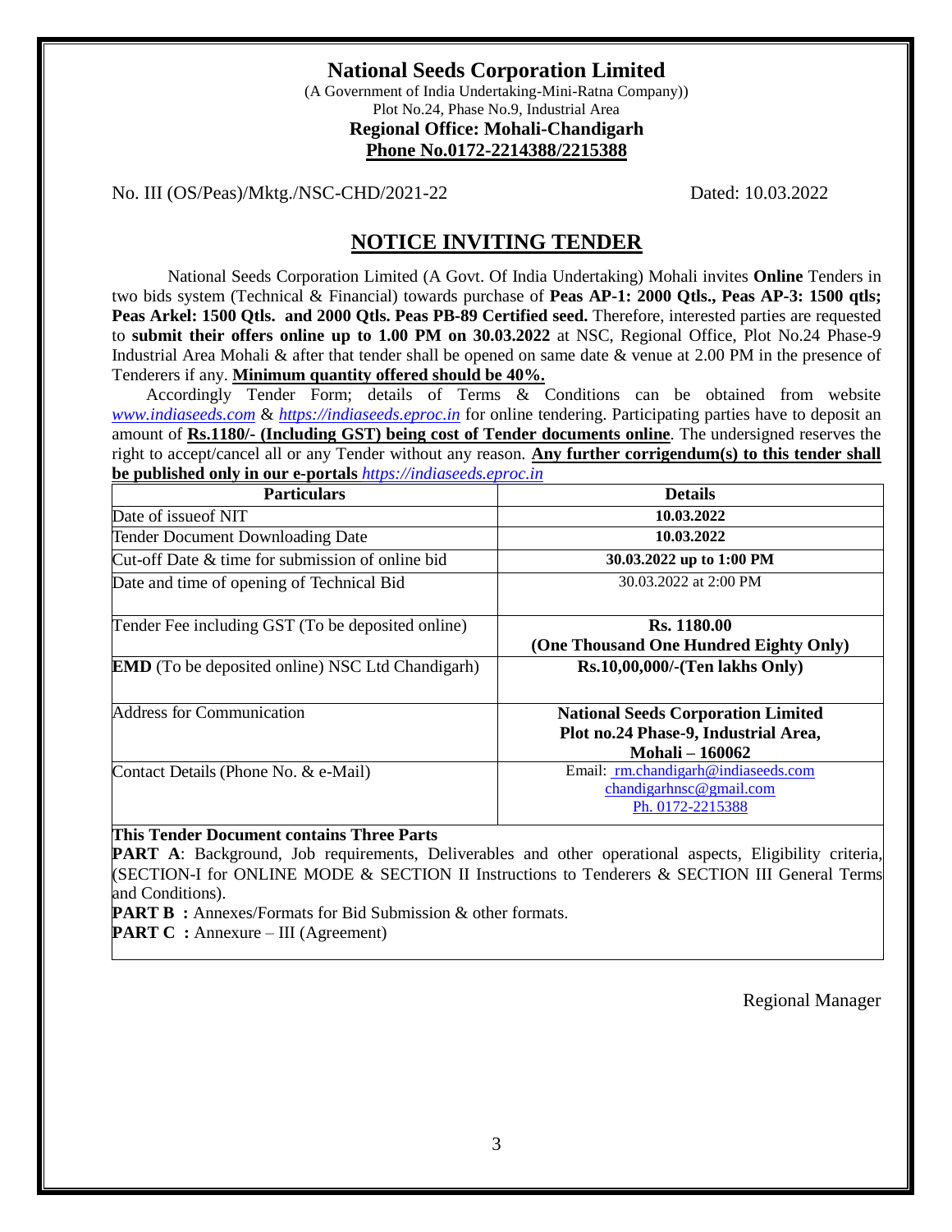# National Seeds Corporation Limited

(A Government of India Undertaking-Mini-Ratna Company))
Plot No.24, Phase No.9, Industrial Area
**Regional Office: Mohali-Chandigarh**
**Phone No.0172-2214388/2215388**

No. III (OS/Peas)/Mktg./NSC-CHD/2021-22 Dated: 10.03.2022

## NOTICE INVITING TENDER

National Seeds Corporation Limited (A Govt. Of India Undertaking) Mohali invites **Online** Tenders in two bids system (Technical & Financial) towards purchase of **Peas AP-1: 2000 Qtls., Peas AP-3: 1500 qtls; Peas Arkel: 1500 Qtls. and 2000 Qtls. Peas PB-89 Certified seed.** Therefore, interested parties are requested to **submit their offers online up to 1.00 PM on 30.03.2022** at NSC, Regional Office, Plot No.24 Phase-9 Industrial Area Mohali & after that tender shall be opened on same date & venue at 2.00 PM in the presence of Tenderers if any. **Minimum quantity offered should be 40%.**

Accordingly Tender Form; details of Terms & Conditions can be obtained from website *www.indiaseeds.com* & *https://indiaseeds.eproc.in* for online tendering. Participating parties have to deposit an amount of **Rs.1180/- (Including GST) being cost of Tender documents online**. The undersigned reserves the right to accept/cancel all or any Tender without any reason. **Any further corrigendum(s) to this tender shall be published only in our e-portals** *https://indiaseeds.eproc.in*

| Particulars | Details |
|---|---|
| Date of issueof NIT | **10.03.2022** |
| Tender Document Downloading Date | **10.03.2022** |
| Cut-off Date & time for submission of online bid | **30.03.2022 up to 1:00 PM** |
| Date and time of opening of Technical Bid | 30.03.2022 at 2:00 PM |
| Tender Fee including GST (To be deposited online) | **Rs. 1180.00 (One Thousand One Hundred Eighty Only)** |
| **EMD** (To be deposited online) NSC Ltd Chandigarh) | **Rs.10,00,000/-(Ten lakhs Only)** |
| Address for Communication | **National Seeds Corporation Limited Plot no.24 Phase-9, Industrial Area, Mohali – 160062** |
| Contact Details (Phone No. & e-Mail) | Email: rm.chandigarh@indiaseeds.com chandigarhnsc@gmail.com Ph. 0172-2215388 |

**This Tender Document contains Three Parts**

**PART A**: Background, Job requirements, Deliverables and other operational aspects, Eligibility criteria, (SECTION-I for ONLINE MODE & SECTION II Instructions to Tenderers & SECTION III General Terms and Conditions).

**PART B :** Annexes/Formats for Bid Submission & other formats.

**PART C :** Annexure – III (Agreement)

Regional Manager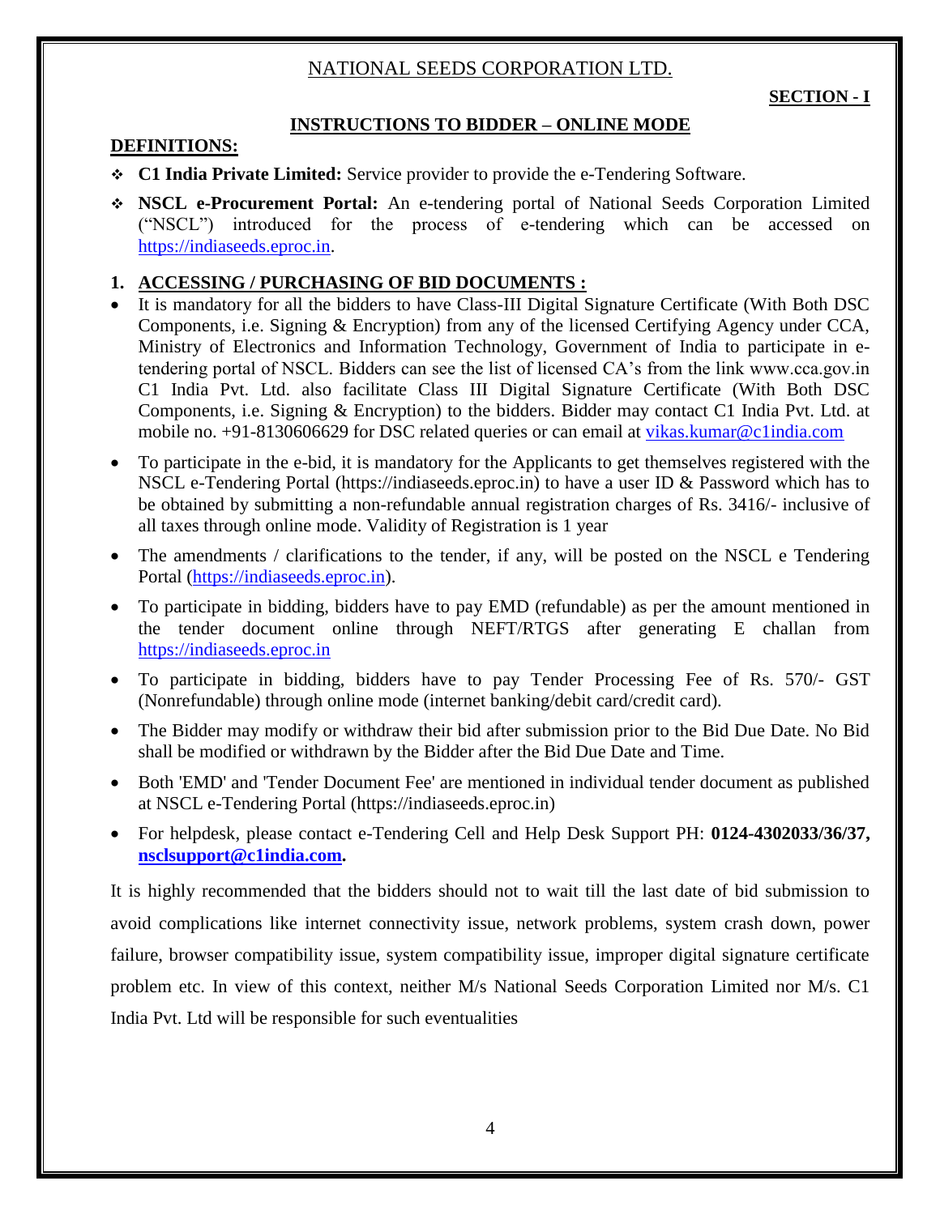NATIONAL SEEDS CORPORATION LTD.

**SECTION - I**

## INSTRUCTIONS TO BIDDER – ONLINE MODE

**DEFINITIONS:**

- **C1 India Private Limited:** Service provider to provide the e-Tendering Software.
- **NSCL e-Procurement Portal:** An e-tendering portal of National Seeds Corporation Limited ("NSCL") introduced for the process of e-tendering which can be accessed on https://indiaseeds.eproc.in.

### 1. ACCESSING / PURCHASING OF BID DOCUMENTS :

- It is mandatory for all the bidders to have Class-III Digital Signature Certificate (With Both DSC Components, i.e. Signing & Encryption) from any of the licensed Certifying Agency under CCA, Ministry of Electronics and Information Technology, Government of India to participate in e-tendering portal of NSCL. Bidders can see the list of licensed CA's from the link www.cca.gov.in C1 India Pvt. Ltd. also facilitate Class III Digital Signature Certificate (With Both DSC Components, i.e. Signing & Encryption) to the bidders. Bidder may contact C1 India Pvt. Ltd. at mobile no. +91-8130606629 for DSC related queries or can email at vikas.kumar@c1india.com
- To participate in the e-bid, it is mandatory for the Applicants to get themselves registered with the NSCL e-Tendering Portal (https://indiaseeds.eproc.in) to have a user ID & Password which has to be obtained by submitting a non-refundable annual registration charges of Rs. 3416/- inclusive of all taxes through online mode. Validity of Registration is 1 year
- The amendments / clarifications to the tender, if any, will be posted on the NSCL e Tendering Portal (https://indiaseeds.eproc.in).
- To participate in bidding, bidders have to pay EMD (refundable) as per the amount mentioned in the tender document online through NEFT/RTGS after generating E challan from https://indiaseeds.eproc.in
- To participate in bidding, bidders have to pay Tender Processing Fee of Rs. 570/- GST (Nonrefundable) through online mode (internet banking/debit card/credit card).
- The Bidder may modify or withdraw their bid after submission prior to the Bid Due Date. No Bid shall be modified or withdrawn by the Bidder after the Bid Due Date and Time.
- Both 'EMD' and 'Tender Document Fee' are mentioned in individual tender document as published at NSCL e-Tendering Portal (https://indiaseeds.eproc.in)
- For helpdesk, please contact e-Tendering Cell and Help Desk Support PH: **0124-4302033/36/37, nsclsupport@c1india.com.**

It is highly recommended that the bidders should not to wait till the last date of bid submission to avoid complications like internet connectivity issue, network problems, system crash down, power failure, browser compatibility issue, system compatibility issue, improper digital signature certificate problem etc. In view of this context, neither M/s National Seeds Corporation Limited nor M/s. C1 India Pvt. Ltd will be responsible for such eventualities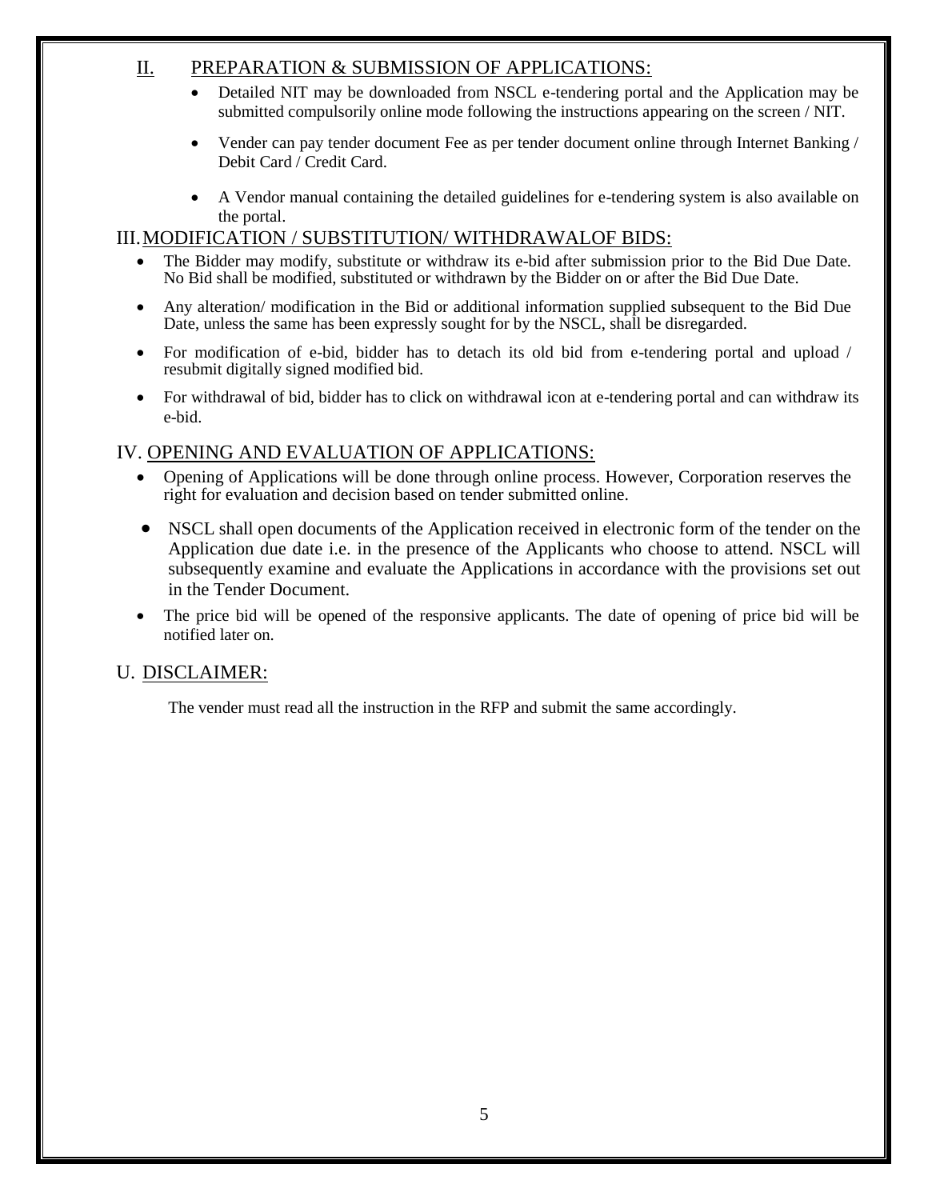## II. PREPARATION & SUBMISSION OF APPLICATIONS:

- Detailed NIT may be downloaded from NSCL e-tendering portal and the Application may be submitted compulsorily online mode following the instructions appearing on the screen / NIT.
- Vender can pay tender document Fee as per tender document online through Internet Banking / Debit Card / Credit Card.
- A Vendor manual containing the detailed guidelines for e-tendering system is also available on the portal.

## III. MODIFICATION / SUBSTITUTION/ WITHDRAWALOF BIDS:

- The Bidder may modify, substitute or withdraw its e-bid after submission prior to the Bid Due Date. No Bid shall be modified, substituted or withdrawn by the Bidder on or after the Bid Due Date.
- Any alteration/ modification in the Bid or additional information supplied subsequent to the Bid Due Date, unless the same has been expressly sought for by the NSCL, shall be disregarded.
- For modification of e-bid, bidder has to detach its old bid from e-tendering portal and upload / resubmit digitally signed modified bid.
- For withdrawal of bid, bidder has to click on withdrawal icon at e-tendering portal and can withdraw its e-bid.

## IV. OPENING AND EVALUATION OF APPLICATIONS:

- Opening of Applications will be done through online process. However, Corporation reserves the right for evaluation and decision based on tender submitted online.
- NSCL shall open documents of the Application received in electronic form of the tender on the Application due date i.e. in the presence of the Applicants who choose to attend. NSCL will subsequently examine and evaluate the Applications in accordance with the provisions set out in the Tender Document.
- The price bid will be opened of the responsive applicants. The date of opening of price bid will be notified later on.

## U. DISCLAIMER:

The vender must read all the instruction in the RFP and submit the same accordingly.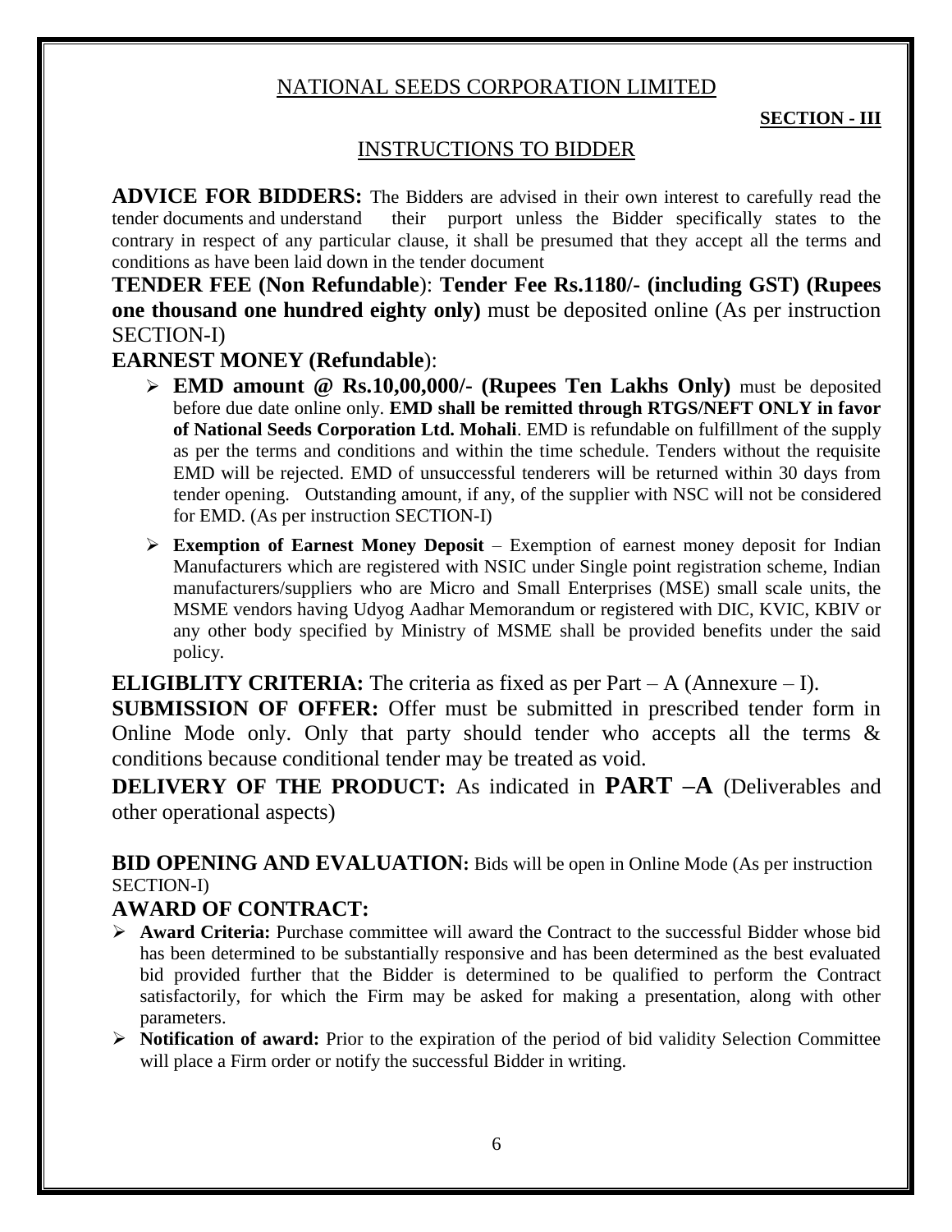## NATIONAL SEEDS CORPORATION LIMITED

**SECTION - III**

## INSTRUCTIONS TO BIDDER

**ADVICE FOR BIDDERS:** The Bidders are advised in their own interest to carefully read the tender documents and understand their purport unless the Bidder specifically states to the contrary in respect of any particular clause, it shall be presumed that they accept all the terms and conditions as have been laid down in the tender document

**TENDER FEE (Non Refundable)**: **Tender Fee Rs.1180/- (including GST) (Rupees one thousand one hundred eighty only)** must be deposited online (As per instruction SECTION-I)

**EARNEST MONEY (Refundable)**:

- **EMD amount @ Rs.10,00,000/- (Rupees Ten Lakhs Only)** must be deposited before due date online only. **EMD shall be remitted through RTGS/NEFT ONLY in favor of National Seeds Corporation Ltd. Mohali**. EMD is refundable on fulfillment of the supply as per the terms and conditions and within the time schedule. Tenders without the requisite EMD will be rejected. EMD of unsuccessful tenderers will be returned within 30 days from tender opening. Outstanding amount, if any, of the supplier with NSC will not be considered for EMD. (As per instruction SECTION-I)
- **Exemption of Earnest Money Deposit** – Exemption of earnest money deposit for Indian Manufacturers which are registered with NSIC under Single point registration scheme, Indian manufacturers/suppliers who are Micro and Small Enterprises (MSE) small scale units, the MSME vendors having Udyog Aadhar Memorandum or registered with DIC, KVIC, KBIV or any other body specified by Ministry of MSME shall be provided benefits under the said policy.

**ELIGIBLITY CRITERIA:** The criteria as fixed as per Part – A (Annexure – I).

**SUBMISSION OF OFFER:** Offer must be submitted in prescribed tender form in Online Mode only. Only that party should tender who accepts all the terms & conditions because conditional tender may be treated as void.

**DELIVERY OF THE PRODUCT:** As indicated in **PART –A** (Deliverables and other operational aspects)

**BID OPENING AND EVALUATION:** Bids will be open in Online Mode (As per instruction SECTION-I)

**AWARD OF CONTRACT:**

- **Award Criteria:** Purchase committee will award the Contract to the successful Bidder whose bid has been determined to be substantially responsive and has been determined as the best evaluated bid provided further that the Bidder is determined to be qualified to perform the Contract satisfactorily, for which the Firm may be asked for making a presentation, along with other parameters.
- **Notification of award:** Prior to the expiration of the period of bid validity Selection Committee will place a Firm order or notify the successful Bidder in writing.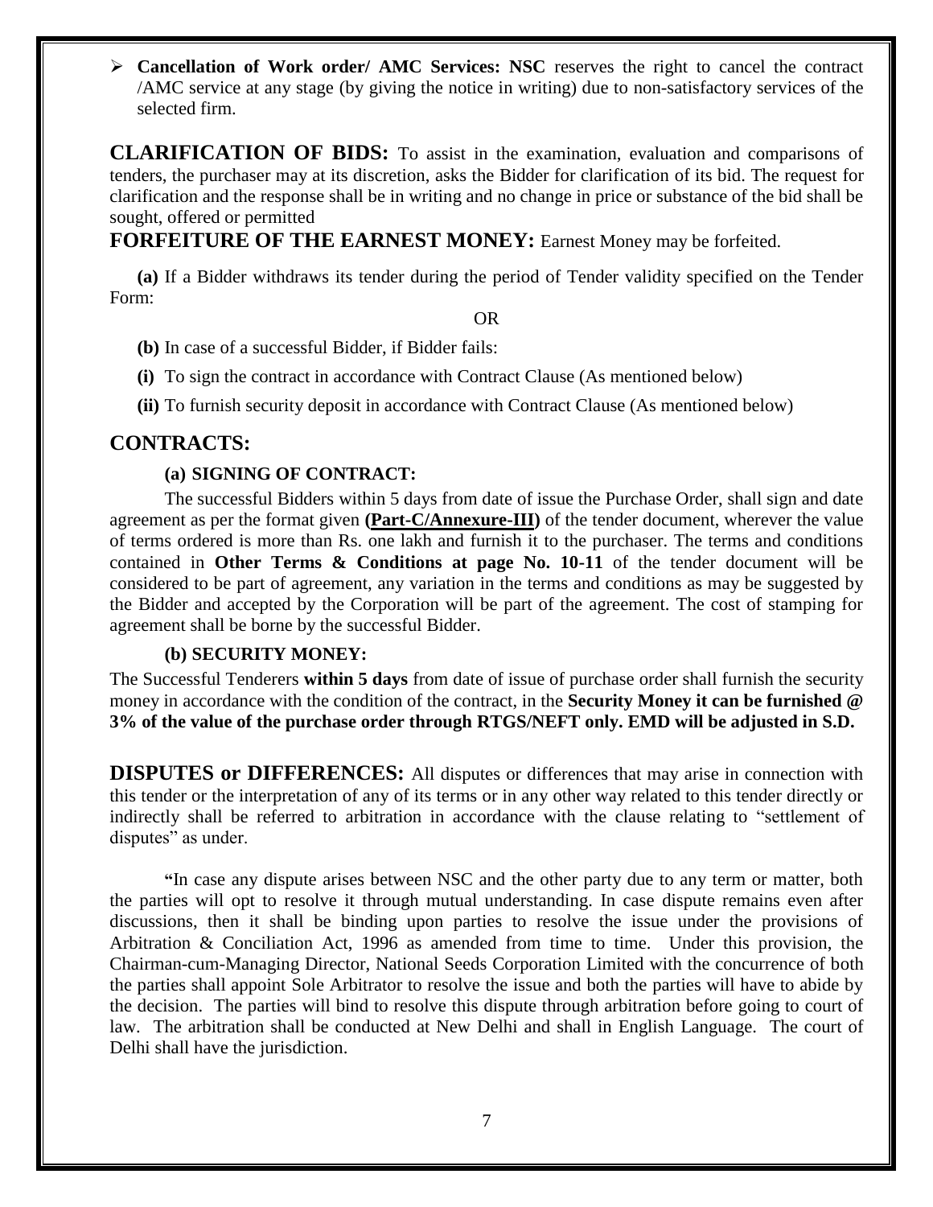- **Cancellation of Work order/ AMC Services: NSC** reserves the right to cancel the contract /AMC service at any stage (by giving the notice in writing) due to non-satisfactory services of the selected firm.

**CLARIFICATION OF BIDS:** To assist in the examination, evaluation and comparisons of tenders, the purchaser may at its discretion, asks the Bidder for clarification of its bid. The request for clarification and the response shall be in writing and no change in price or substance of the bid shall be sought, offered or permitted

**FORFEITURE OF THE EARNEST MONEY:** Earnest Money may be forfeited.

**(a)** If a Bidder withdraws its tender during the period of Tender validity specified on the Tender Form:

OR

**(b)** In case of a successful Bidder, if Bidder fails:

**(i)** To sign the contract in accordance with Contract Clause (As mentioned below)

**(ii)** To furnish security deposit in accordance with Contract Clause (As mentioned below)

## CONTRACTS:

### (a) SIGNING OF CONTRACT:

The successful Bidders within 5 days from date of issue the Purchase Order, shall sign and date agreement as per the format given **(Part-C/Annexure-III)** of the tender document, wherever the value of terms ordered is more than Rs. one lakh and furnish it to the purchaser. The terms and conditions contained in **Other Terms & Conditions at page No. 10-11** of the tender document will be considered to be part of agreement, any variation in the terms and conditions as may be suggested by the Bidder and accepted by the Corporation will be part of the agreement. The cost of stamping for agreement shall be borne by the successful Bidder.

### (b) SECURITY MONEY:

The Successful Tenderers **within 5 days** from date of issue of purchase order shall furnish the security money in accordance with the condition of the contract, in the **Security Money it can be furnished @ 3% of the value of the purchase order through RTGS/NEFT only. EMD will be adjusted in S.D.**

**DISPUTES or DIFFERENCES:** All disputes or differences that may arise in connection with this tender or the interpretation of any of its terms or in any other way related to this tender directly or indirectly shall be referred to arbitration in accordance with the clause relating to "settlement of disputes" as under.

"In case any dispute arises between NSC and the other party due to any term or matter, both the parties will opt to resolve it through mutual understanding. In case dispute remains even after discussions, then it shall be binding upon parties to resolve the issue under the provisions of Arbitration & Conciliation Act, 1996 as amended from time to time. Under this provision, the Chairman-cum-Managing Director, National Seeds Corporation Limited with the concurrence of both the parties shall appoint Sole Arbitrator to resolve the issue and both the parties will have to abide by the decision. The parties will bind to resolve this dispute through arbitration before going to court of law. The arbitration shall be conducted at New Delhi and shall in English Language. The court of Delhi shall have the jurisdiction.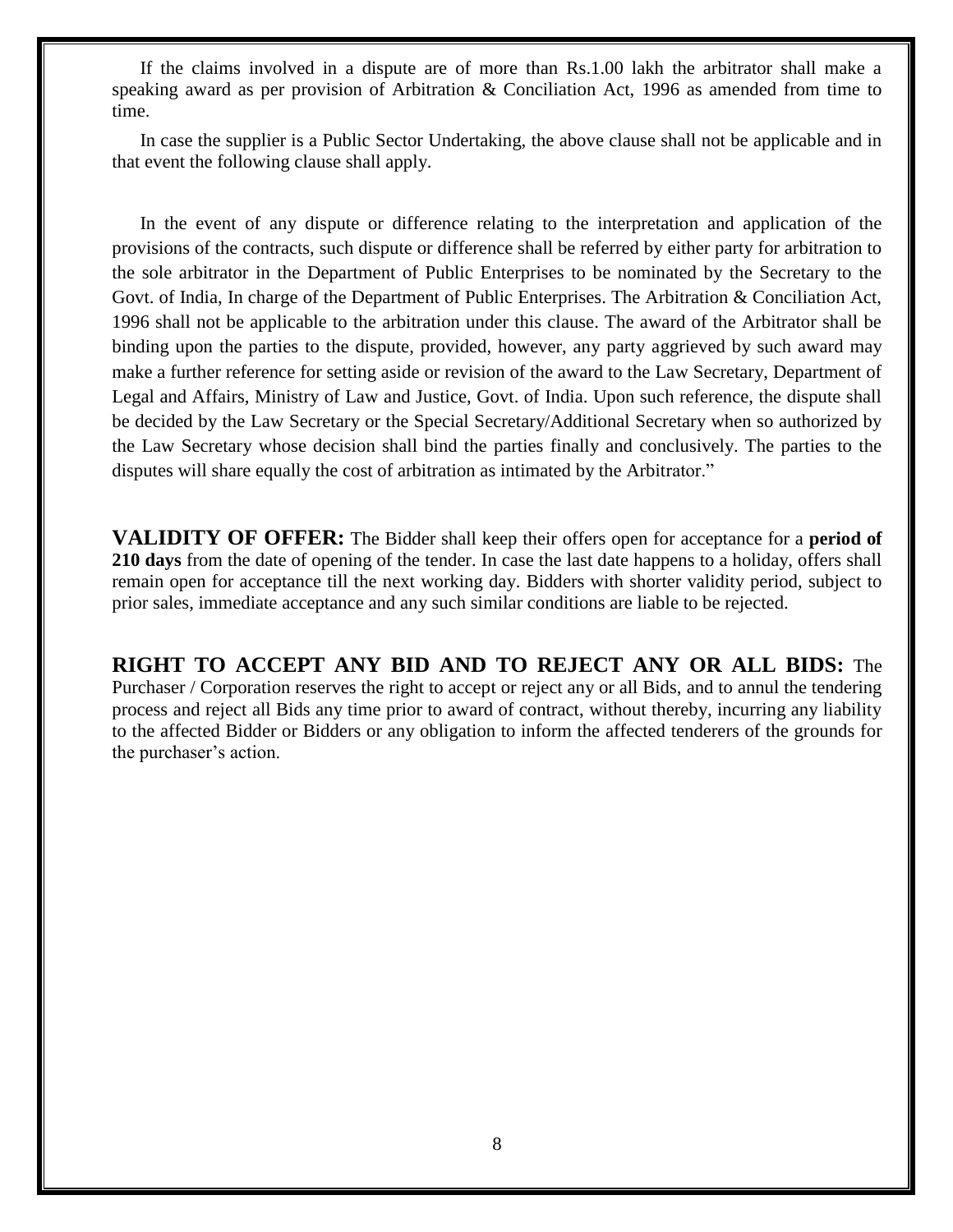If the claims involved in a dispute are of more than Rs.1.00 lakh the arbitrator shall make a speaking award as per provision of Arbitration & Conciliation Act, 1996 as amended from time to time.

In case the supplier is a Public Sector Undertaking, the above clause shall not be applicable and in that event the following clause shall apply.

In the event of any dispute or difference relating to the interpretation and application of the provisions of the contracts, such dispute or difference shall be referred by either party for arbitration to the sole arbitrator in the Department of Public Enterprises to be nominated by the Secretary to the Govt. of India, In charge of the Department of Public Enterprises. The Arbitration & Conciliation Act, 1996 shall not be applicable to the arbitration under this clause. The award of the Arbitrator shall be binding upon the parties to the dispute, provided, however, any party aggrieved by such award may make a further reference for setting aside or revision of the award to the Law Secretary, Department of Legal and Affairs, Ministry of Law and Justice, Govt. of India. Upon such reference, the dispute shall be decided by the Law Secretary or the Special Secretary/Additional Secretary when so authorized by the Law Secretary whose decision shall bind the parties finally and conclusively. The parties to the disputes will share equally the cost of arbitration as intimated by the Arbitrator."

**VALIDITY OF OFFER:** The Bidder shall keep their offers open for acceptance for a **period of 210 days** from the date of opening of the tender. In case the last date happens to a holiday, offers shall remain open for acceptance till the next working day. Bidders with shorter validity period, subject to prior sales, immediate acceptance and any such similar conditions are liable to be rejected.

**RIGHT TO ACCEPT ANY BID AND TO REJECT ANY OR ALL BIDS:** The Purchaser / Corporation reserves the right to accept or reject any or all Bids, and to annul the tendering process and reject all Bids any time prior to award of contract, without thereby, incurring any liability to the affected Bidder or Bidders or any obligation to inform the affected tenderers of the grounds for the purchaser's action.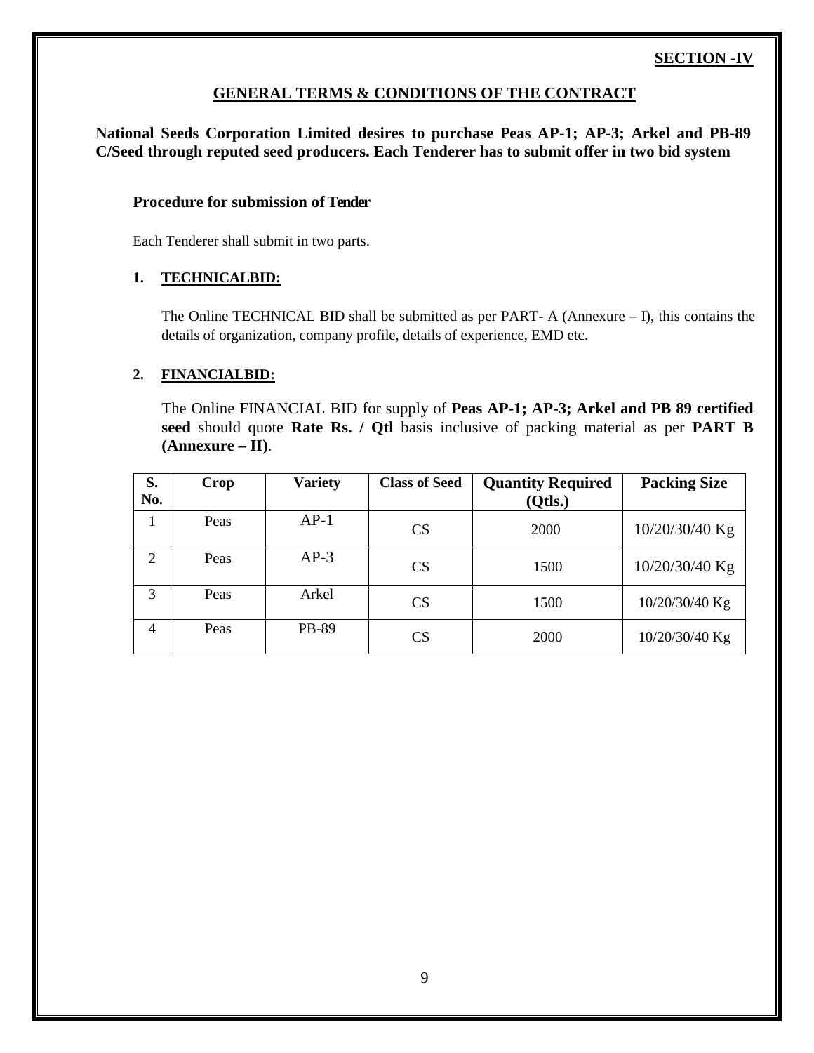**SECTION -IV**

## GENERAL TERMS & CONDITIONS OF THE CONTRACT

**National Seeds Corporation Limited desires to purchase Peas AP-1; AP-3; Arkel and PB-89 C/Seed through reputed seed producers. Each Tenderer has to submit offer in two bid system**

### Procedure for submission of Tender

Each Tenderer shall submit in two parts.

1. **TECHNICALBID:**

   The Online TECHNICAL BID shall be submitted as per PART- A (Annexure – I), this contains the details of organization, company profile, details of experience, EMD etc.

2. **FINANCIALBID:**

   The Online FINANCIAL BID for supply of **Peas AP-1; AP-3; Arkel and PB 89 certified seed** should quote **Rate Rs. / Qtl** basis inclusive of packing material as per **PART B (Annexure – II)**.

| S. No. | Crop | Variety | Class of Seed | Quantity Required (Qtls.) | Packing Size |
|---|---|---|---|---|---|
| 1 | Peas | AP-1 | CS | 2000 | 10/20/30/40 Kg |
| 2 | Peas | AP-3 | CS | 1500 | 10/20/30/40 Kg |
| 3 | Peas | Arkel | CS | 1500 | 10/20/30/40 Kg |
| 4 | Peas | PB-89 | CS | 2000 | 10/20/30/40 Kg |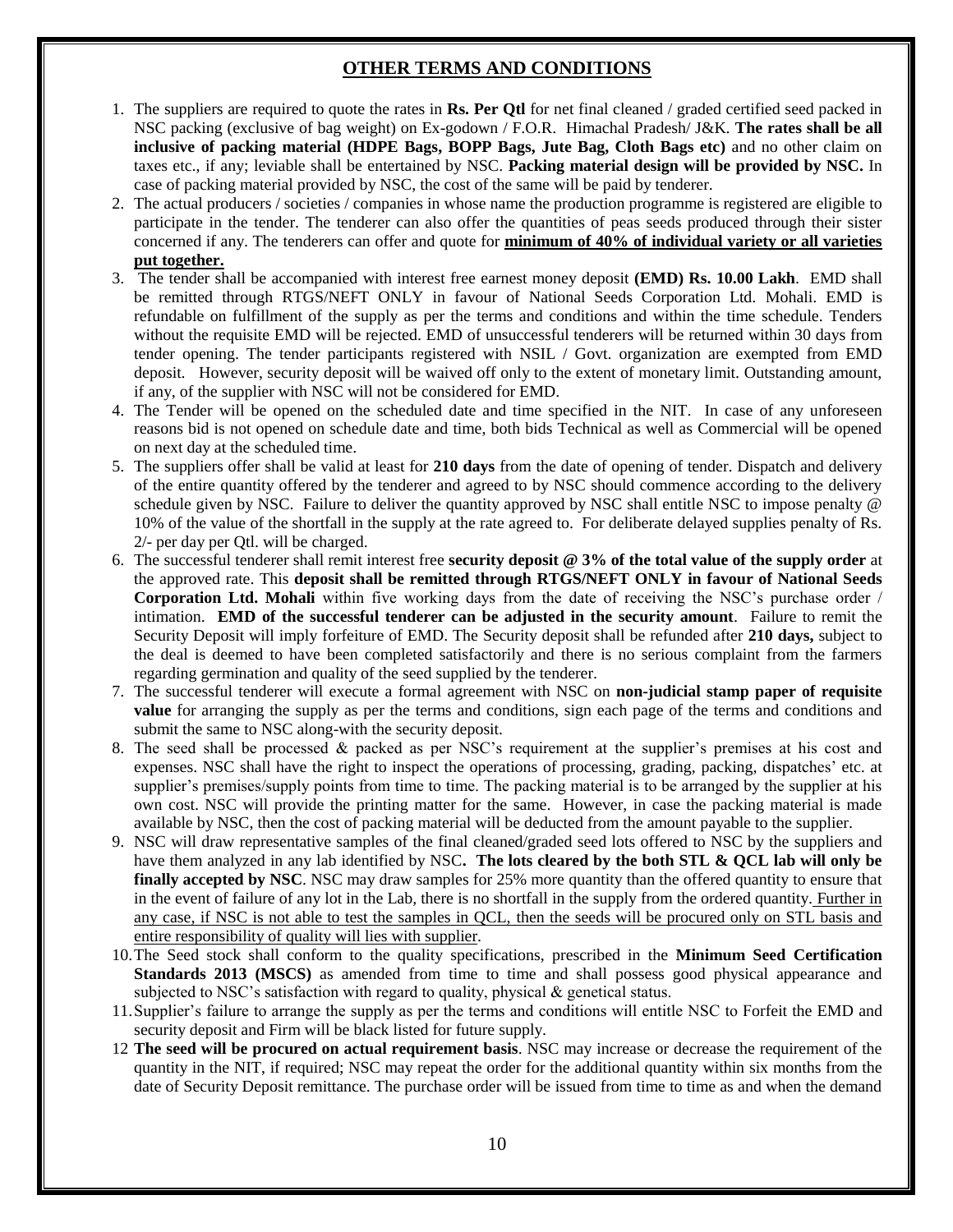## OTHER TERMS AND CONDITIONS

1. The suppliers are required to quote the rates in **Rs. Per Qtl** for net final cleaned / graded certified seed packed in NSC packing (exclusive of bag weight) on Ex-godown / F.O.R. Himachal Pradesh/ J&K. **The rates shall be all inclusive of packing material (HDPE Bags, BOPP Bags, Jute Bag, Cloth Bags etc)** and no other claim on taxes etc., if any; leviable shall be entertained by NSC. **Packing material design will be provided by NSC.** In case of packing material provided by NSC, the cost of the same will be paid by tenderer.
2. The actual producers / societies / companies in whose name the production programme is registered are eligible to participate in the tender. The tenderer can also offer the quantities of peas seeds produced through their sister concerned if any. The tenderers can offer and quote for **minimum of 40% of individual variety or all varieties put together.**
3. The tender shall be accompanied with interest free earnest money deposit **(EMD) Rs. 10.00 Lakh**. EMD shall be remitted through RTGS/NEFT ONLY in favour of National Seeds Corporation Ltd. Mohali. EMD is refundable on fulfillment of the supply as per the terms and conditions and within the time schedule. Tenders without the requisite EMD will be rejected. EMD of unsuccessful tenderers will be returned within 30 days from tender opening. The tender participants registered with NSIL / Govt. organization are exempted from EMD deposit. However, security deposit will be waived off only to the extent of monetary limit. Outstanding amount, if any, of the supplier with NSC will not be considered for EMD.
4. The Tender will be opened on the scheduled date and time specified in the NIT. In case of any unforeseen reasons bid is not opened on schedule date and time, both bids Technical as well as Commercial will be opened on next day at the scheduled time.
5. The suppliers offer shall be valid at least for **210 days** from the date of opening of tender. Dispatch and delivery of the entire quantity offered by the tenderer and agreed to by NSC should commence according to the delivery schedule given by NSC. Failure to deliver the quantity approved by NSC shall entitle NSC to impose penalty @ 10% of the value of the shortfall in the supply at the rate agreed to. For deliberate delayed supplies penalty of Rs. 2/- per day per Qtl. will be charged.
6. The successful tenderer shall remit interest free **security deposit @ 3% of the total value of the supply order** at the approved rate. This **deposit shall be remitted through RTGS/NEFT ONLY in favour of National Seeds Corporation Ltd. Mohali** within five working days from the date of receiving the NSC's purchase order / intimation. **EMD of the successful tenderer can be adjusted in the security amount**. Failure to remit the Security Deposit will imply forfeiture of EMD. The Security deposit shall be refunded after **210 days,** subject to the deal is deemed to have been completed satisfactorily and there is no serious complaint from the farmers regarding germination and quality of the seed supplied by the tenderer.
7. The successful tenderer will execute a formal agreement with NSC on **non-judicial stamp paper of requisite value** for arranging the supply as per the terms and conditions, sign each page of the terms and conditions and submit the same to NSC along-with the security deposit.
8. The seed shall be processed & packed as per NSC's requirement at the supplier's premises at his cost and expenses. NSC shall have the right to inspect the operations of processing, grading, packing, dispatches' etc. at supplier's premises/supply points from time to time. The packing material is to be arranged by the supplier at his own cost. NSC will provide the printing matter for the same. However, in case the packing material is made available by NSC, then the cost of packing material will be deducted from the amount payable to the supplier.
9. NSC will draw representative samples of the final cleaned/graded seed lots offered to NSC by the suppliers and have them analyzed in any lab identified by NSC**. The lots cleared by the both STL & QCL lab will only be finally accepted by NSC**. NSC may draw samples for 25% more quantity than the offered quantity to ensure that in the event of failure of any lot in the Lab, there is no shortfall in the supply from the ordered quantity. Further in any case, if NSC is not able to test the samples in QCL, then the seeds will be procured only on STL basis and entire responsibility of quality will lies with supplier.
10. The Seed stock shall conform to the quality specifications, prescribed in the **Minimum Seed Certification Standards 2013 (MSCS)** as amended from time to time and shall possess good physical appearance and subjected to NSC's satisfaction with regard to quality, physical & genetical status.
11. Supplier's failure to arrange the supply as per the terms and conditions will entitle NSC to Forfeit the EMD and security deposit and Firm will be black listed for future supply.
12. **The seed will be procured on actual requirement basis**. NSC may increase or decrease the requirement of the quantity in the NIT, if required; NSC may repeat the order for the additional quantity within six months from the date of Security Deposit remittance. The purchase order will be issued from time to time as and when the demand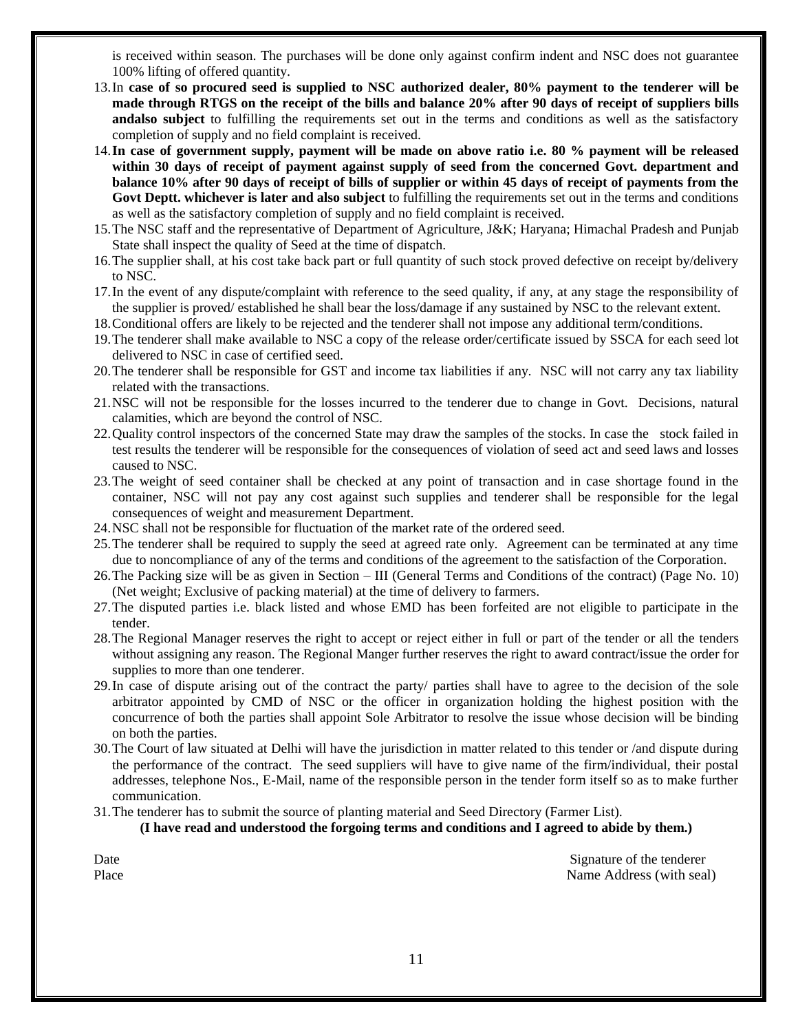is received within season. The purchases will be done only against confirm indent and NSC does not guarantee 100% lifting of offered quantity.

13. In **case of so procured seed is supplied to NSC authorized dealer, 80% payment to the tenderer will be made through RTGS on the receipt of the bills and balance 20% after 90 days of receipt of suppliers bills andalso subject** to fulfilling the requirements set out in the terms and conditions as well as the satisfactory completion of supply and no field complaint is received.
14. **In case of government supply, payment will be made on above ratio i.e. 80 % payment will be released within 30 days of receipt of payment against supply of seed from the concerned Govt. department and balance 10% after 90 days of receipt of bills of supplier or within 45 days of receipt of payments from the Govt Deptt. whichever is later and also subject** to fulfilling the requirements set out in the terms and conditions as well as the satisfactory completion of supply and no field complaint is received.
15. The NSC staff and the representative of Department of Agriculture, J&K; Haryana; Himachal Pradesh and Punjab State shall inspect the quality of Seed at the time of dispatch.
16. The supplier shall, at his cost take back part or full quantity of such stock proved defective on receipt by/delivery to NSC.
17. In the event of any dispute/complaint with reference to the seed quality, if any, at any stage the responsibility of the supplier is proved/ established he shall bear the loss/damage if any sustained by NSC to the relevant extent.
18. Conditional offers are likely to be rejected and the tenderer shall not impose any additional term/conditions.
19. The tenderer shall make available to NSC a copy of the release order/certificate issued by SSCA for each seed lot delivered to NSC in case of certified seed.
20. The tenderer shall be responsible for GST and income tax liabilities if any. NSC will not carry any tax liability related with the transactions.
21. NSC will not be responsible for the losses incurred to the tenderer due to change in Govt. Decisions, natural calamities, which are beyond the control of NSC.
22. Quality control inspectors of the concerned State may draw the samples of the stocks. In case the stock failed in test results the tenderer will be responsible for the consequences of violation of seed act and seed laws and losses caused to NSC.
23. The weight of seed container shall be checked at any point of transaction and in case shortage found in the container, NSC will not pay any cost against such supplies and tenderer shall be responsible for the legal consequences of weight and measurement Department.
24. NSC shall not be responsible for fluctuation of the market rate of the ordered seed.
25. The tenderer shall be required to supply the seed at agreed rate only. Agreement can be terminated at any time due to noncompliance of any of the terms and conditions of the agreement to the satisfaction of the Corporation.
26. The Packing size will be as given in Section – III (General Terms and Conditions of the contract) (Page No. 10) (Net weight; Exclusive of packing material) at the time of delivery to farmers.
27. The disputed parties i.e. black listed and whose EMD has been forfeited are not eligible to participate in the tender.
28. The Regional Manager reserves the right to accept or reject either in full or part of the tender or all the tenders without assigning any reason. The Regional Manger further reserves the right to award contract/issue the order for supplies to more than one tenderer.
29. In case of dispute arising out of the contract the party/ parties shall have to agree to the decision of the sole arbitrator appointed by CMD of NSC or the officer in organization holding the highest position with the concurrence of both the parties shall appoint Sole Arbitrator to resolve the issue whose decision will be binding on both the parties.
30. The Court of law situated at Delhi will have the jurisdiction in matter related to this tender or /and dispute during the performance of the contract. The seed suppliers will have to give name of the firm/individual, their postal addresses, telephone Nos., E-Mail, name of the responsible person in the tender form itself so as to make further communication.
31. The tenderer has to submit the source of planting material and Seed Directory (Farmer List).

**(I have read and understood the forgoing terms and conditions and I agreed to abide by them.)**

Date　　　　　　　　　　　　　　　　　　　　　　　　　　　Signature of the tenderer

Place　　　　　　　　　　　　　　　　　　　　　　　　　　　Name Address (with seal)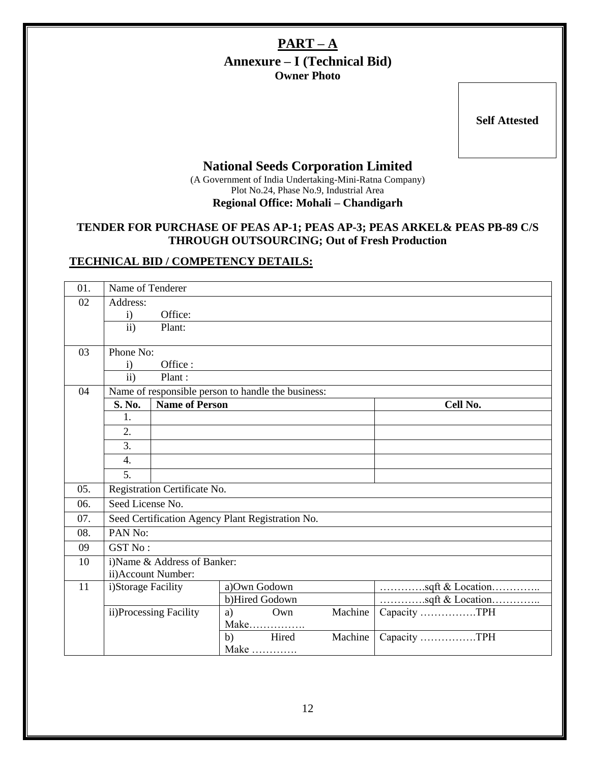# PART – A

## Annexure – I (Technical Bid)

**Owner Photo**

**Self Attested**

## National Seeds Corporation Limited

(A Government of India Undertaking-Mini-Ratna Company)
Plot No.24, Phase No.9, Industrial Area
**Regional Office: Mohali – Chandigarh**

**TENDER FOR PURCHASE OF PEAS AP-1; PEAS AP-3; PEAS ARKEL& PEAS PB-89 C/S THROUGH OUTSOURCING; Out of Fresh Production**

**TECHNICAL BID / COMPETENCY DETAILS:**

| | | | |
|---|---|---|---|
| 01. | Name of Tenderer | | |
| 02 | Address:<br>i) Office: | | |
| | ii) Plant: | | |
| 03 | Phone No:<br>i) Office : | | |
| | ii) Plant : | | |
| 04 | Name of responsible person to handle the business: | | |
| | **S. No.** | **Name of Person** | **Cell No.** |
| | 1. | | |
| | 2. | | |
| | 3. | | |
| | 4. | | |
| | 5. | | |
| 05. | Registration Certificate No. | | |
| 06. | Seed License No. | | |
| 07. | Seed Certification Agency Plant Registration No. | | |
| 08. | PAN No: | | |
| 09 | GST No : | | |
| 10 | i)Name & Address of Banker:<br>ii)Account Number: | | |
| 11 | i)Storage Facility | a)Own Godown | ………….sqft & Location………….. |
| | | b)Hired Godown | ………….sqft & Location………….. |
| | ii)Processing Facility | a) Own Machine Make……………. | Capacity …………….TPH |
| | | b) Hired Machine Make …………. | Capacity …………….TPH |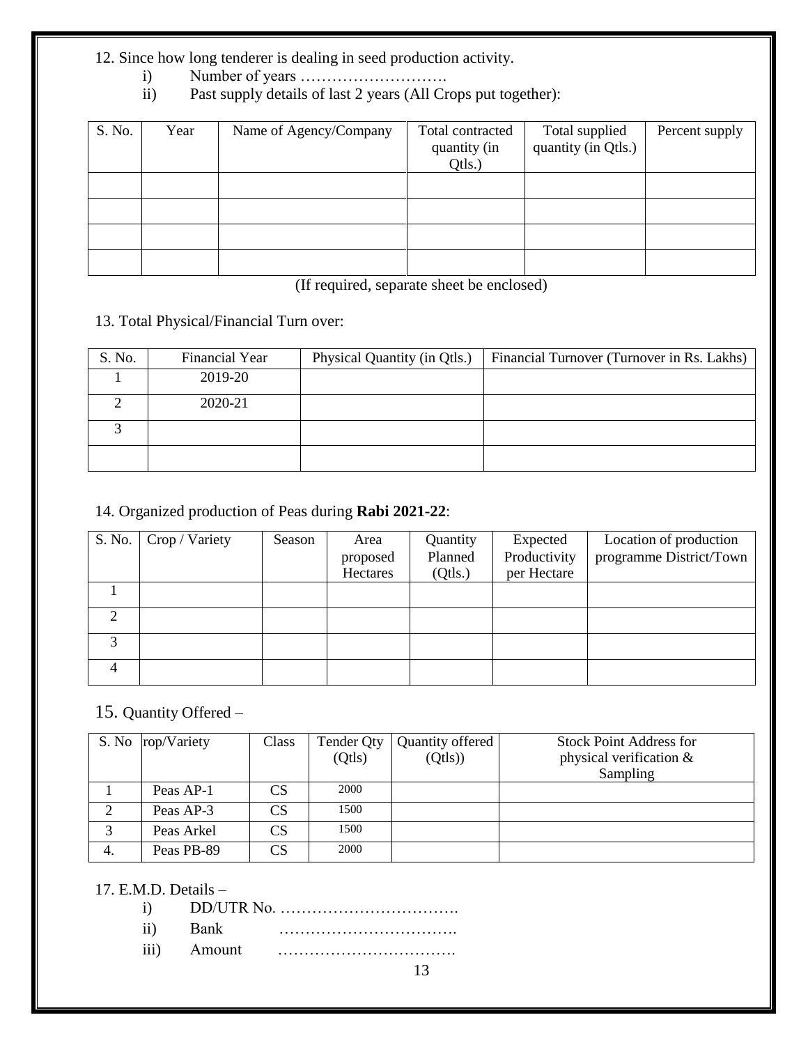12. Since how long tenderer is dealing in seed production activity.

i) Number of years ……………………….

ii) Past supply details of last 2 years (All Crops put together):

| S. No. | Year | Name of Agency/Company | Total contracted quantity (in Qtls.) | Total supplied quantity (in Qtls.) | Percent supply |
|---|---|---|---|---|---|
| | | | | | |
| | | | | | |
| | | | | | |
| | | | | | |

(If required, separate sheet be enclosed)

13. Total Physical/Financial Turn over:

| S. No. | Financial Year | Physical Quantity (in Qtls.) | Financial Turnover (Turnover in Rs. Lakhs) |
|---|---|---|---|
| 1 | 2019-20 | | |
| 2 | 2020-21 | | |
| 3 | | | |
| | | | |

14. Organized production of Peas during **Rabi 2021-22**:

| S. No. | Crop / Variety | Season | Area proposed Hectares | Quantity Planned (Qtls.) | Expected Productivity per Hectare | Location of production programme District/Town |
|---|---|---|---|---|---|---|
| 1 | | | | | | |
| 2 | | | | | | |
| 3 | | | | | | |
| 4 | | | | | | |

15. Quantity Offered –

| S. No | rop/Variety | Class | Tender Qty (Qtls) | Quantity offered (Qtls)) | Stock Point Address for physical verification & Sampling |
|---|---|---|---|---|---|
| 1 | Peas AP-1 | CS | 2000 | | |
| 2 | Peas AP-3 | CS | 1500 | | |
| 3 | Peas Arkel | CS | 1500 | | |
| 4. | Peas PB-89 | CS | 2000 | | |

17. E.M.D. Details –

i) DD/UTR No. …………………………….

ii) Bank …………………………….

iii) Amount …………………………….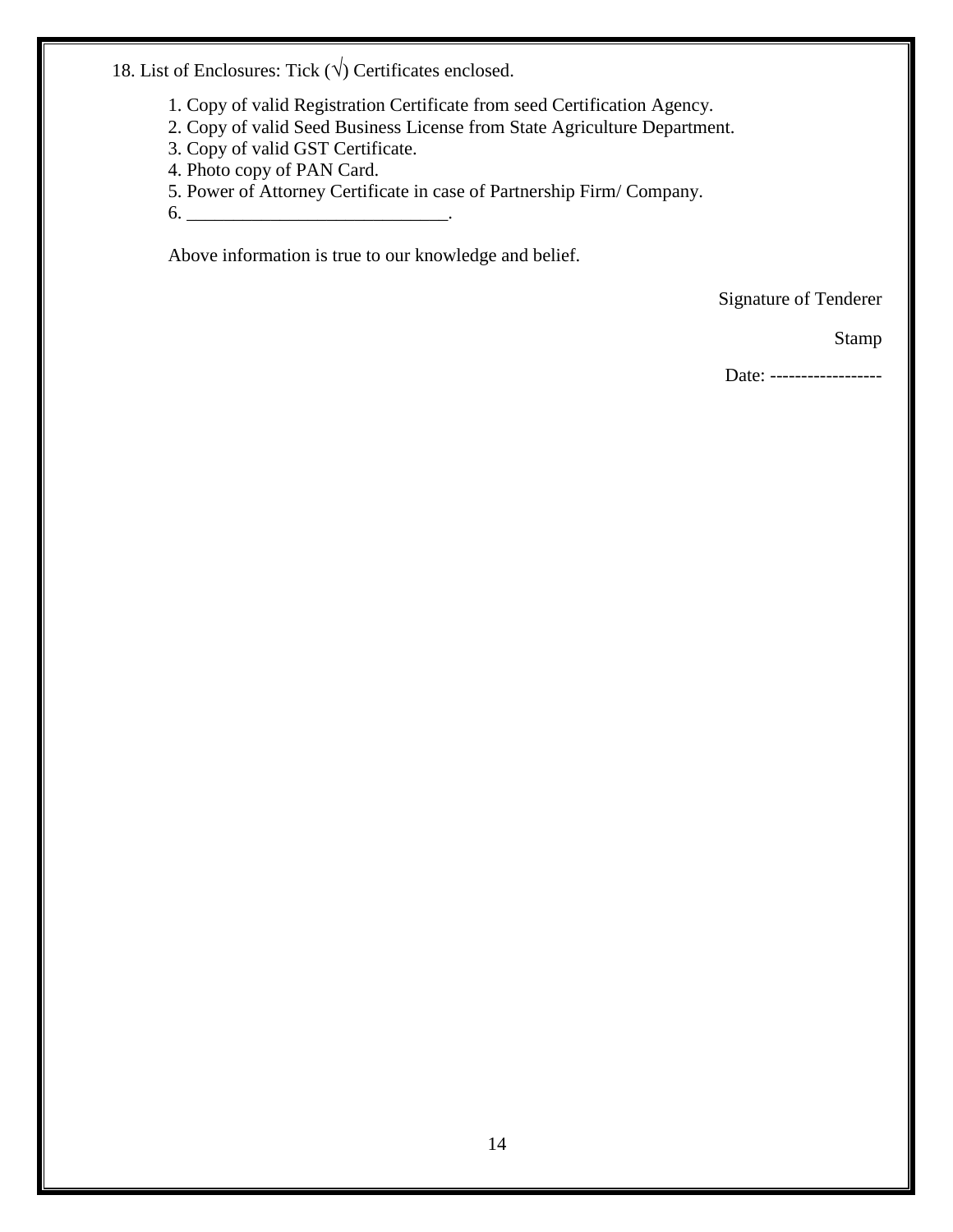18. List of Enclosures: Tick (√) Certificates enclosed.

1. Copy of valid Registration Certificate from seed Certification Agency.
2. Copy of valid Seed Business License from State Agriculture Department.
3. Copy of valid GST Certificate.
4. Photo copy of PAN Card.
5. Power of Attorney Certificate in case of Partnership Firm/ Company.
6. ____________________________.

Above information is true to our knowledge and belief.

Signature of Tenderer

Stamp

Date: ------------------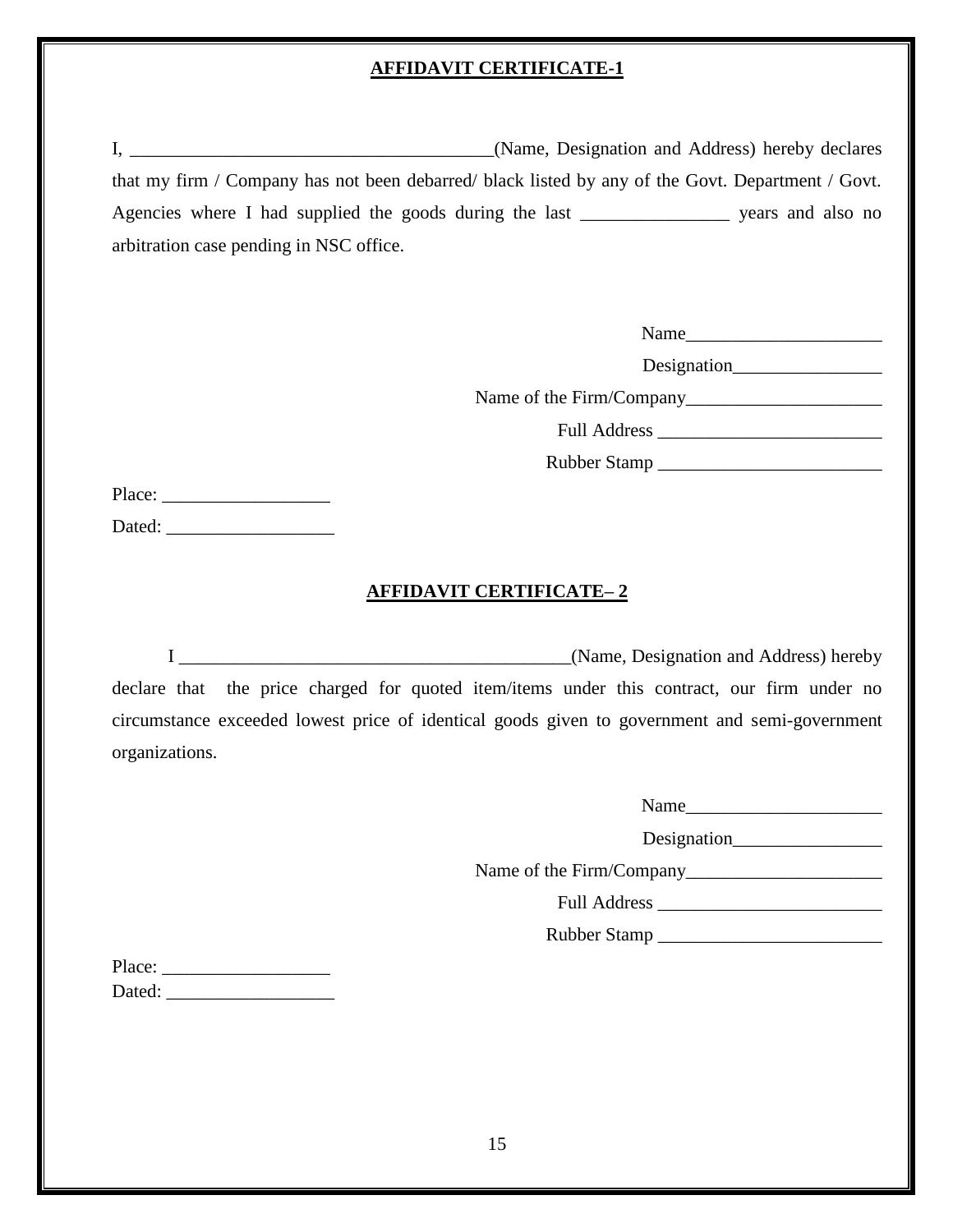**AFFIDAVIT CERTIFICATE-1**

I, ________________________________________(Name, Designation and Address) hereby declares that my firm / Company has not been debarred/ black listed by any of the Govt. Department / Govt. Agencies where I had supplied the goods during the last ________________ years and also no arbitration case pending in NSC office.

Name______________________

Designation_________________

Name of the Firm/Company______________________

Full Address _________________________

Rubber Stamp _________________________

Place: __________________

Dated: __________________

**AFFIDAVIT CERTIFICATE– 2**

I ____________________________________________(Name, Designation and Address) hereby declare that the price charged for quoted item/items under this contract, our firm under no circumstance exceeded lowest price of identical goods given to government and semi-government organizations.

Name______________________

Designation_________________

Name of the Firm/Company______________________

Full Address _________________________

Rubber Stamp _________________________

Place: __________________

Dated: __________________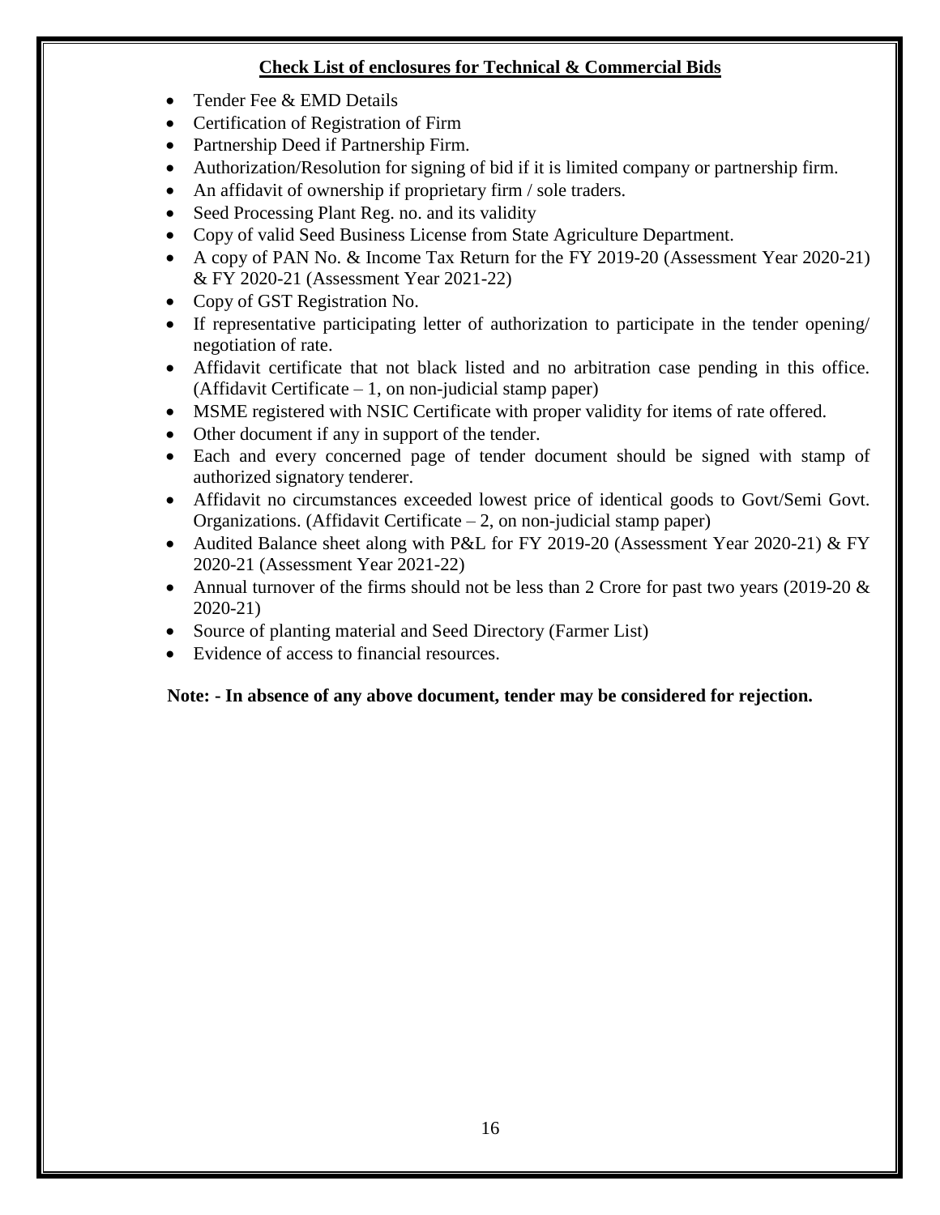## **Check List of enclosures for Technical & Commercial Bids**

- Tender Fee & EMD Details
- Certification of Registration of Firm
- Partnership Deed if Partnership Firm.
- Authorization/Resolution for signing of bid if it is limited company or partnership firm.
- An affidavit of ownership if proprietary firm / sole traders.
- Seed Processing Plant Reg. no. and its validity
- Copy of valid Seed Business License from State Agriculture Department.
- A copy of PAN No. & Income Tax Return for the FY 2019-20 (Assessment Year 2020-21) & FY 2020-21 (Assessment Year 2021-22)
- Copy of GST Registration No.
- If representative participating letter of authorization to participate in the tender opening/ negotiation of rate.
- Affidavit certificate that not black listed and no arbitration case pending in this office. (Affidavit Certificate – 1, on non-judicial stamp paper)
- MSME registered with NSIC Certificate with proper validity for items of rate offered.
- Other document if any in support of the tender.
- Each and every concerned page of tender document should be signed with stamp of authorized signatory tenderer.
- Affidavit no circumstances exceeded lowest price of identical goods to Govt/Semi Govt. Organizations. (Affidavit Certificate – 2, on non-judicial stamp paper)
- Audited Balance sheet along with P&L for FY 2019-20 (Assessment Year 2020-21) & FY 2020-21 (Assessment Year 2021-22)
- Annual turnover of the firms should not be less than 2 Crore for past two years (2019-20 & 2020-21)
- Source of planting material and Seed Directory (Farmer List)
- Evidence of access to financial resources.

**Note: - In absence of any above document, tender may be considered for rejection.**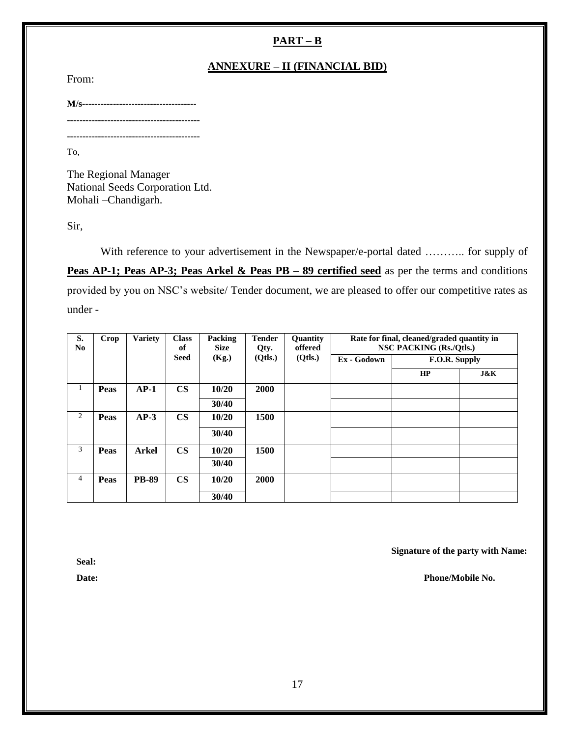## PART – B

## ANNEXURE – II (FINANCIAL BID)

From:

**M/s**-------------------------------------

-------------------------------------------

-------------------------------------------

To,

The Regional Manager
National Seeds Corporation Ltd.
Mohali –Chandigarh.

Sir,

With reference to your advertisement in the Newspaper/e-portal dated ……….. for supply of **Peas AP-1; Peas AP-3; Peas Arkel & Peas PB – 89 certified seed** as per the terms and conditions provided by you on NSC's website/ Tender document, we are pleased to offer our competitive rates as under -

| S. No | Crop | Variety | Class of Seed | Packing Size (Kg.) | Tender Qty. (Qtls.) | Quantity offered (Qtls.) | Rate for final, cleaned/graded quantity in NSC PACKING (Rs./Qtls.) | | |
|---|---|---|---|---|---|---|---|---|---|
| | | | | | | | Ex - Godown | F.O.R. Supply | |
| | | | | | | | | HP | J&K |
| 1 | **Peas** | **AP-1** | **CS** | **10/20** | **2000** | | | | |
| | | | | **30/40** | | | | | |
| 2 | **Peas** | **AP-3** | **CS** | **10/20** | **1500** | | | | |
| | | | | **30/40** | | | | | |
| 3 | **Peas** | **Arkel** | **CS** | **10/20** | **1500** | | | | |
| | | | | **30/40** | | | | | |
| 4 | **Peas** | **PB-89** | **CS** | **10/20** | **2000** | | | | |
| | | | | **30/40** | | | | | |

**Signature of the party with Name:**

**Seal:**

**Date:** **Phone/Mobile No.**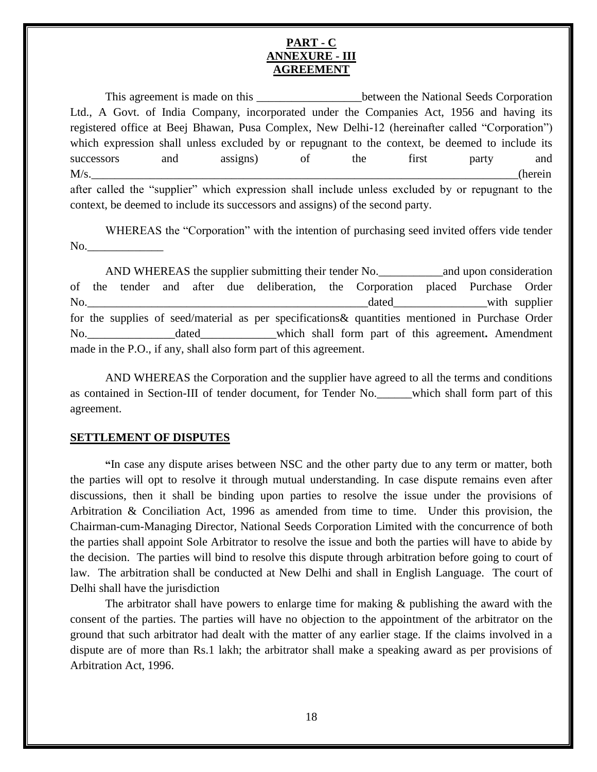**PART - C**
**ANNEXURE - III**
**AGREEMENT**

This agreement is made on this __________________between the National Seeds Corporation Ltd., A Govt. of India Company, incorporated under the Companies Act, 1956 and having its registered office at Beej Bhawan, Pusa Complex, New Delhi-12 (hereinafter called "Corporation") which expression shall unless excluded by or repugnant to the context, be deemed to include its successors and assigns) of the first party and M/s.______________________________________________________________________________(herein after called the "supplier" which expression shall include unless excluded by or repugnant to the context, be deemed to include its successors and assigns) of the second party.

WHEREAS the "Corporation" with the intention of purchasing seed invited offers vide tender No._____________

AND WHEREAS the supplier submitting their tender No.___________and upon consideration of the tender and after due deliberation, the Corporation placed Purchase Order No.__________________________________________________dated________________with supplier for the supplies of seed/material as per specifications& quantities mentioned in Purchase Order No._______________dated_____________which shall form part of this agreement**.** Amendment made in the P.O., if any, shall also form part of this agreement.

AND WHEREAS the Corporation and the supplier have agreed to all the terms and conditions as contained in Section-III of tender document, for Tender No.______which shall form part of this agreement.

**SETTLEMENT OF DISPUTES**

**"**In case any dispute arises between NSC and the other party due to any term or matter, both the parties will opt to resolve it through mutual understanding. In case dispute remains even after discussions, then it shall be binding upon parties to resolve the issue under the provisions of Arbitration & Conciliation Act, 1996 as amended from time to time. Under this provision, the Chairman-cum-Managing Director, National Seeds Corporation Limited with the concurrence of both the parties shall appoint Sole Arbitrator to resolve the issue and both the parties will have to abide by the decision. The parties will bind to resolve this dispute through arbitration before going to court of law. The arbitration shall be conducted at New Delhi and shall in English Language. The court of Delhi shall have the jurisdiction

The arbitrator shall have powers to enlarge time for making & publishing the award with the consent of the parties. The parties will have no objection to the appointment of the arbitrator on the ground that such arbitrator had dealt with the matter of any earlier stage. If the claims involved in a dispute are of more than Rs.1 lakh; the arbitrator shall make a speaking award as per provisions of Arbitration Act, 1996.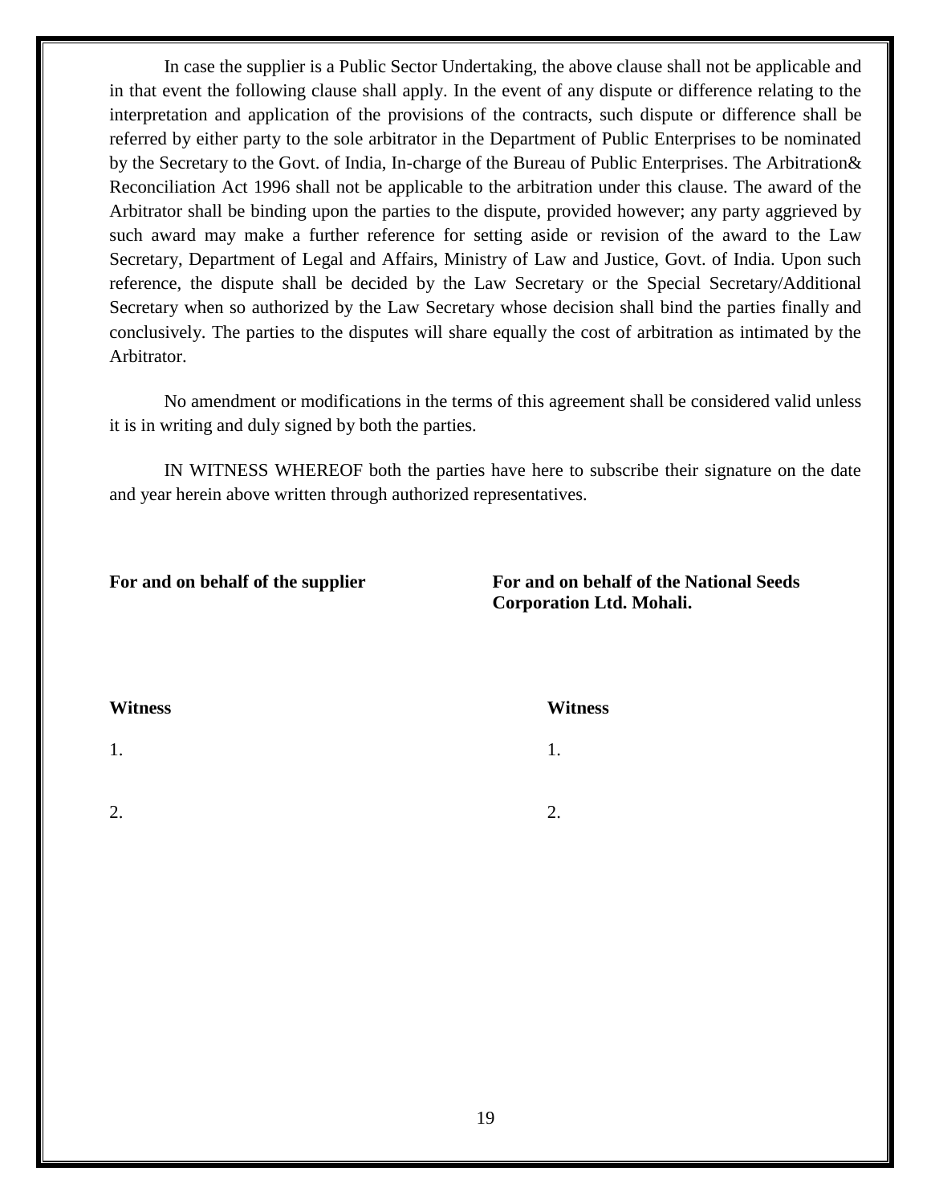In case the supplier is a Public Sector Undertaking, the above clause shall not be applicable and in that event the following clause shall apply. In the event of any dispute or difference relating to the interpretation and application of the provisions of the contracts, such dispute or difference shall be referred by either party to the sole arbitrator in the Department of Public Enterprises to be nominated by the Secretary to the Govt. of India, In-charge of the Bureau of Public Enterprises. The Arbitration& Reconciliation Act 1996 shall not be applicable to the arbitration under this clause. The award of the Arbitrator shall be binding upon the parties to the dispute, provided however; any party aggrieved by such award may make a further reference for setting aside or revision of the award to the Law Secretary, Department of Legal and Affairs, Ministry of Law and Justice, Govt. of India. Upon such reference, the dispute shall be decided by the Law Secretary or the Special Secretary/Additional Secretary when so authorized by the Law Secretary whose decision shall bind the parties finally and conclusively. The parties to the disputes will share equally the cost of arbitration as intimated by the Arbitrator.

No amendment or modifications in the terms of this agreement shall be considered valid unless it is in writing and duly signed by both the parties.

IN WITNESS WHEREOF both the parties have here to subscribe their signature on the date and year herein above written through authorized representatives.

**For and on behalf of the supplier**

**For and on behalf of the National Seeds Corporation Ltd. Mohali.**

**Witness**

1.

2.

**Witness**

1.

2.